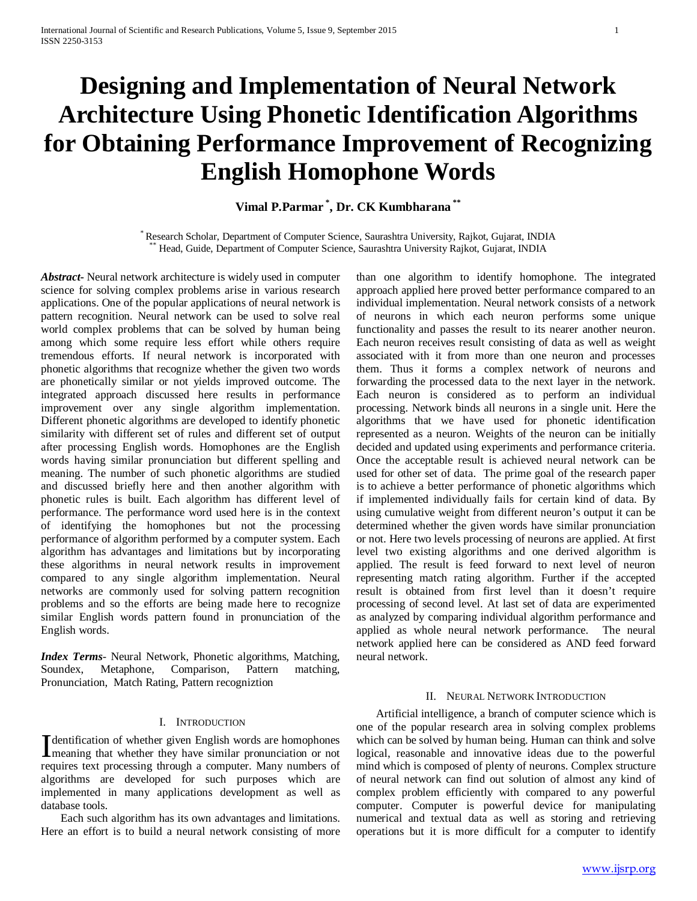# Designing and Implementation of Neural Network Architecture Using Phonetic Identification Algorithms for Obtaining Performance Improvement of Recognizing English Homophone Words

**Vimal P.Parmar [*], Dr. CK Kumbharana [**]**

[*] Research Scholar, Department of Computer Science, Saurashtra University, Rajkot, Gujarat, INDIA
[**] Head, Guide, Department of Computer Science, Saurashtra University Rajkot, Gujarat, INDIA

***Abstract***- Neural network architecture is widely used in computer science for solving complex problems arise in various research applications. One of the popular applications of neural network is pattern recognition. Neural network can be used to solve real world complex problems that can be solved by human being among which some require less effort while others require tremendous efforts. If neural network is incorporated with phonetic algorithms that recognize whether the given two words are phonetically similar or not yields improved outcome. The integrated approach discussed here results in performance improvement over any single algorithm implementation. Different phonetic algorithms are developed to identify phonetic similarity with different set of rules and different set of output after processing English words. Homophones are the English words having similar pronunciation but different spelling and meaning. The number of such phonetic algorithms are studied and discussed briefly here and then another algorithm with phonetic rules is built. Each algorithm has different level of performance. The performance word used here is in the context of identifying the homophones but not the processing performance of algorithm performed by a computer system. Each algorithm has advantages and limitations but by incorporating these algorithms in neural network results in improvement compared to any single algorithm implementation. Neural networks are commonly used for solving pattern recognition problems and so the efforts are being made here to recognize similar English words pattern found in pronunciation of the English words.

***Index Terms***- Neural Network, Phonetic algorithms, Matching, Soundex, Metaphone, Comparison, Pattern matching, Pronunciation, Match Rating, Pattern recogniztion

## I. Introduction

Identification of whether given English words are homophones meaning that whether they have similar pronunciation or not requires text processing through a computer. Many numbers of algorithms are developed for such purposes which are implemented in many applications development as well as database tools.

Each such algorithm has its own advantages and limitations. Here an effort is to build a neural network consisting of more than one algorithm to identify homophone. The integrated approach applied here proved better performance compared to an individual implementation. Neural network consists of a network of neurons in which each neuron performs some unique functionality and passes the result to its nearer another neuron. Each neuron receives result consisting of data as well as weight associated with it from more than one neuron and processes them. Thus it forms a complex network of neurons and forwarding the processed data to the next layer in the network. Each neuron is considered as to perform an individual processing. Network binds all neurons in a single unit. Here the algorithms that we have used for phonetic identification represented as a neuron. Weights of the neuron can be initially decided and updated using experiments and performance criteria. Once the acceptable result is achieved neural network can be used for other set of data. The prime goal of the research paper is to achieve a better performance of phonetic algorithms which if implemented individually fails for certain kind of data. By using cumulative weight from different neuron's output it can be determined whether the given words have similar pronunciation or not. Here two levels processing of neurons are applied. At first level two existing algorithms and one derived algorithm is applied. The result is feed forward to next level of neuron representing match rating algorithm. Further if the accepted result is obtained from first level than it doesn't require processing of second level. At last set of data are experimented as analyzed by comparing individual algorithm performance and applied as whole neural network performance. The neural network applied here can be considered as AND feed forward neural network.

## II. Neural Network Introduction

Artificial intelligence, a branch of computer science which is one of the popular research area in solving complex problems which can be solved by human being. Human can think and solve logical, reasonable and innovative ideas due to the powerful mind which is composed of plenty of neurons. Complex structure of neural network can find out solution of almost any kind of complex problem efficiently with compared to any powerful computer. Computer is powerful device for manipulating numerical and textual data as well as storing and retrieving operations but it is more difficult for a computer to identify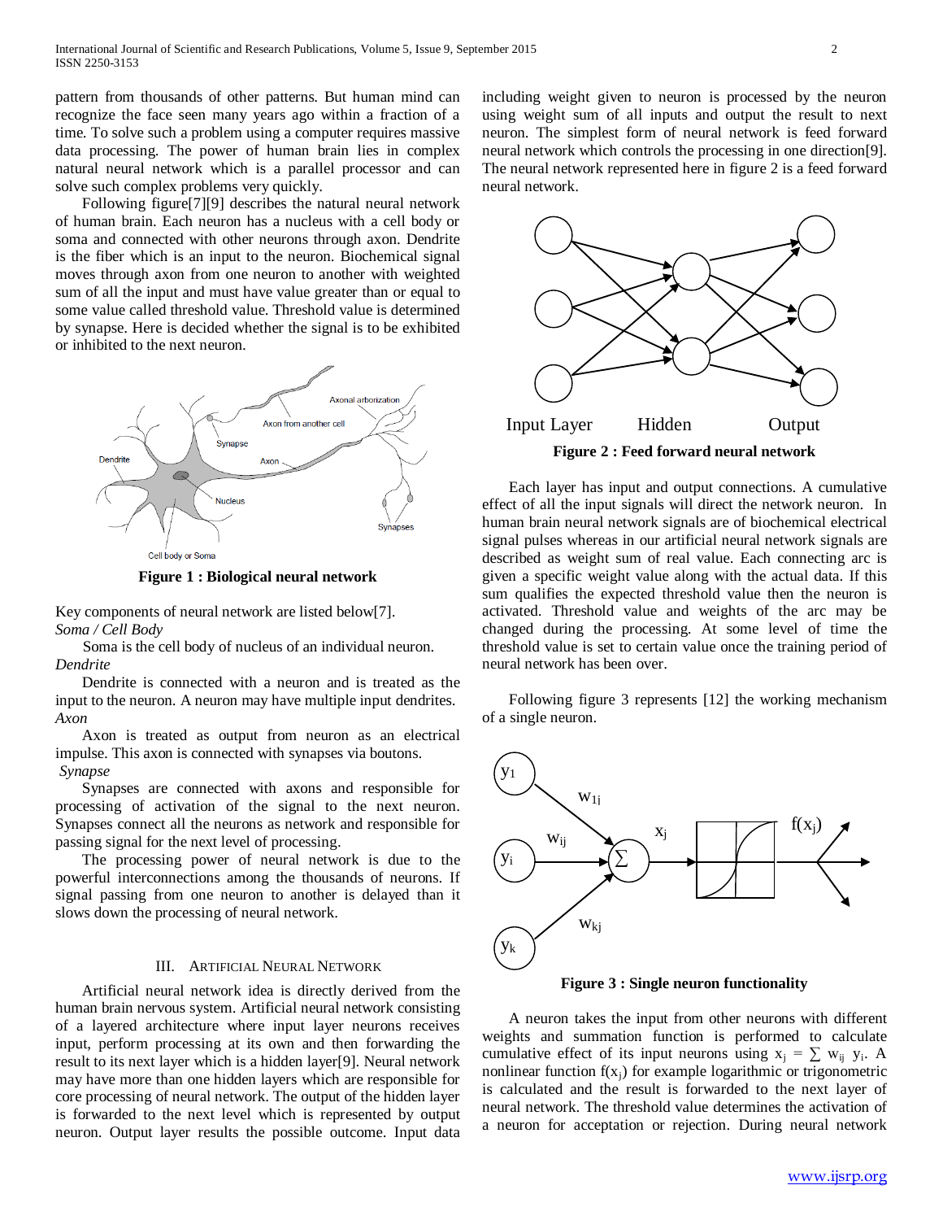pattern from thousands of other patterns. But human mind can recognize the face seen many years ago within a fraction of a time. To solve such a problem using a computer requires massive data processing. The power of human brain lies in complex natural neural network which is a parallel processor and can solve such complex problems very quickly.

Following figure[7][9] describes the natural neural network of human brain. Each neuron has a nucleus with a cell body or soma and connected with other neurons through axon. Dendrite is the fiber which is an input to the neuron. Biochemical signal moves through axon from one neuron to another with weighted sum of all the input and must have value greater than or equal to some value called threshold value. Threshold value is determined by synapse. Here is decided whether the signal is to be exhibited or inhibited to the next neuron.

**Figure 1 : Biological neural network**

Key components of neural network are listed below[7].

*Soma / Cell Body*

Soma is the cell body of nucleus of an individual neuron.

*Dendrite*

Dendrite is connected with a neuron and is treated as the input to the neuron. A neuron may have multiple input dendrites.

*Axon*

Axon is treated as output from neuron as an electrical impulse. This axon is connected with synapses via boutons.

*Synapse*

Synapses are connected with axons and responsible for processing of activation of the signal to the next neuron. Synapses connect all the neurons as network and responsible for passing signal for the next level of processing.

The processing power of neural network is due to the powerful interconnections among the thousands of neurons. If signal passing from one neuron to another is delayed than it slows down the processing of neural network.

## III. Artificial Neural Network

Artificial neural network idea is directly derived from the human brain nervous system. Artificial neural network consisting of a layered architecture where input layer neurons receives input, perform processing at its own and then forwarding the result to its next layer which is a hidden layer[9]. Neural network may have more than one hidden layers which are responsible for core processing of neural network. The output of the hidden layer is forwarded to the next level which is represented by output neuron. Output layer results the possible outcome. Input data including weight given to neuron is processed by the neuron using weight sum of all inputs and output the result to next neuron. The simplest form of neural network is feed forward neural network which controls the processing in one direction[9]. The neural network represented here in figure 2 is a feed forward neural network.

**Figure 2 : Feed forward neural network**

Each layer has input and output connections. A cumulative effect of all the input signals will direct the network neuron. In human brain neural network signals are of biochemical electrical signal pulses whereas in our artificial neural network signals are described as weight sum of real value. Each connecting arc is given a specific weight value along with the actual data. If this sum qualifies the expected threshold value then the neuron is activated. Threshold value and weights of the arc may be changed during the processing. At some level of time the threshold value is set to certain value once the training period of neural network has been over.

Following figure 3 represents [12] the working mechanism of a single neuron.

**Figure 3 : Single neuron functionality**

A neuron takes the input from other neurons with different weights and summation function is performed to calculate cumulative effect of its input neurons using $x_j = \sum w_{ij}\ y_i$. A nonlinear function $f(x_j)$ for example logarithmic or trigonometric is calculated and the result is forwarded to the next layer of neural network. The threshold value determines the activation of a neuron for acceptation or rejection. During neural network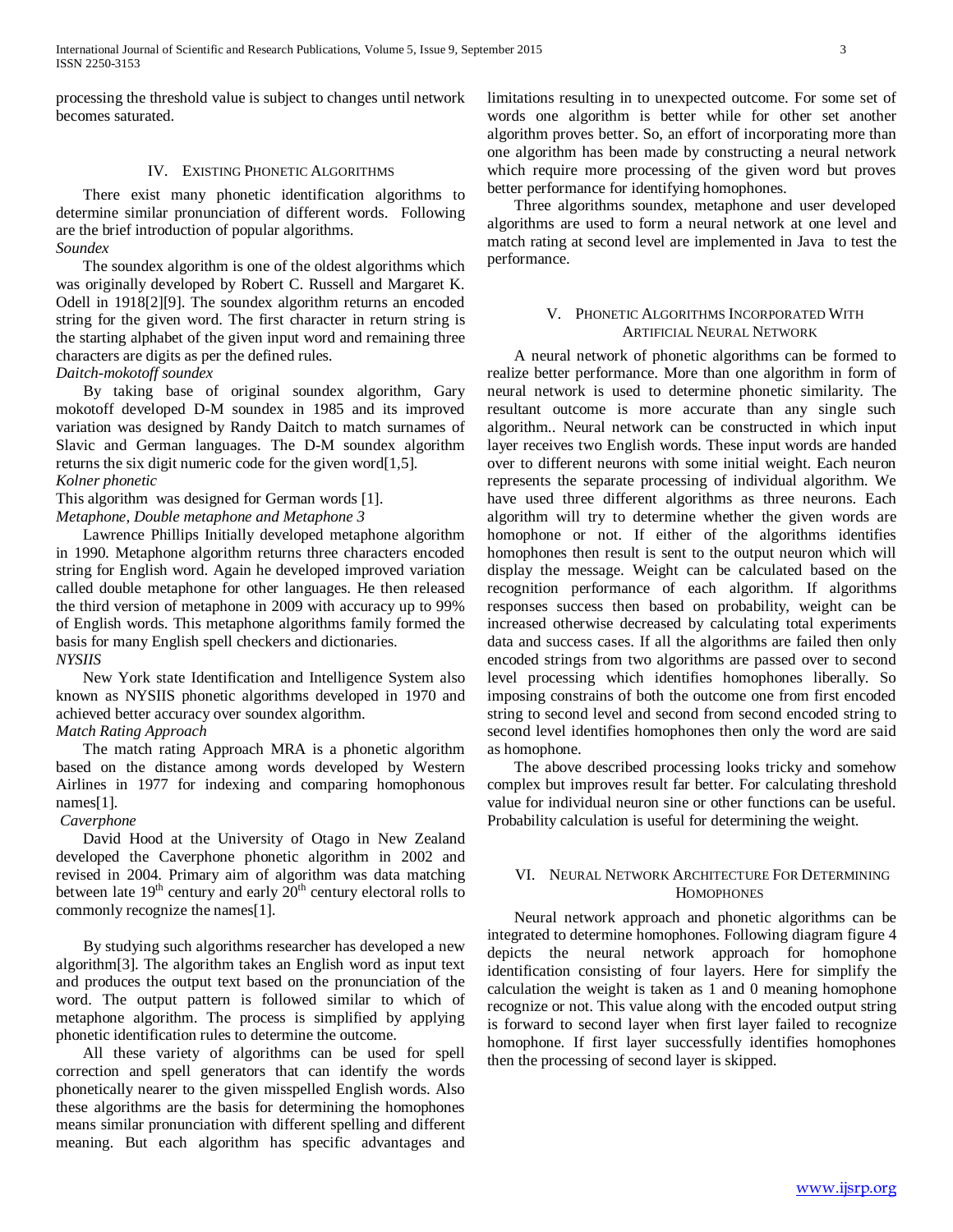processing the threshold value is subject to changes until network becomes saturated.

## IV. Existing Phonetic Algorithms

There exist many phonetic identification algorithms to determine similar pronunciation of different words. Following are the brief introduction of popular algorithms.

*Soundex*

The soundex algorithm is one of the oldest algorithms which was originally developed by Robert C. Russell and Margaret K. Odell in 1918[2][9]. The soundex algorithm returns an encoded string for the given word. The first character in return string is the starting alphabet of the given input word and remaining three characters are digits as per the defined rules.

*Daitch-mokotoff soundex*

By taking base of original soundex algorithm, Gary mokotoff developed D-M soundex in 1985 and its improved variation was designed by Randy Daitch to match surnames of Slavic and German languages. The D-M soundex algorithm returns the six digit numeric code for the given word[1,5].

*Kolner phonetic*

This algorithm was designed for German words [1].

*Metaphone, Double metaphone and Metaphone 3*

Lawrence Phillips Initially developed metaphone algorithm in 1990. Metaphone algorithm returns three characters encoded string for English word. Again he developed improved variation called double metaphone for other languages. He then released the third version of metaphone in 2009 with accuracy up to 99% of English words. This metaphone algorithms family formed the basis for many English spell checkers and dictionaries.

*NYSIIS*

New York state Identification and Intelligence System also known as NYSIIS phonetic algorithms developed in 1970 and achieved better accuracy over soundex algorithm.

*Match Rating Approach*

The match rating Approach MRA is a phonetic algorithm based on the distance among words developed by Western Airlines in 1977 for indexing and comparing homophonous names[1].

*Caverphone*

David Hood at the University of Otago in New Zealand developed the Caverphone phonetic algorithm in 2002 and revised in 2004. Primary aim of algorithm was data matching between late $19^{th}$ century and early $20^{th}$ century electoral rolls to commonly recognize the names[1].

By studying such algorithms researcher has developed a new algorithm[3]. The algorithm takes an English word as input text and produces the output text based on the pronunciation of the word. The output pattern is followed similar to which of metaphone algorithm. The process is simplified by applying phonetic identification rules to determine the outcome.

All these variety of algorithms can be used for spell correction and spell generators that can identify the words phonetically nearer to the given misspelled English words. Also these algorithms are the basis for determining the homophones means similar pronunciation with different spelling and different meaning. But each algorithm has specific advantages and limitations resulting in to unexpected outcome. For some set of words one algorithm is better while for other set another algorithm proves better. So, an effort of incorporating more than one algorithm has been made by constructing a neural network which require more processing of the given word but proves better performance for identifying homophones.

Three algorithms soundex, metaphone and user developed algorithms are used to form a neural network at one level and match rating at second level are implemented in Java to test the performance.

## V. Phonetic Algorithms Incorporated With Artificial Neural Network

A neural network of phonetic algorithms can be formed to realize better performance. More than one algorithm in form of neural network is used to determine phonetic similarity. The resultant outcome is more accurate than any single such algorithm.. Neural network can be constructed in which input layer receives two English words. These input words are handed over to different neurons with some initial weight. Each neuron represents the separate processing of individual algorithm. We have used three different algorithms as three neurons. Each algorithm will try to determine whether the given words are homophone or not. If either of the algorithms identifies homophones then result is sent to the output neuron which will display the message. Weight can be calculated based on the recognition performance of each algorithm. If algorithms responses success then based on probability, weight can be increased otherwise decreased by calculating total experiments data and success cases. If all the algorithms are failed then only encoded strings from two algorithms are passed over to second level processing which identifies homophones liberally. So imposing constrains of both the outcome one from first encoded string to second level and second from second encoded string to second level identifies homophones then only the word are said as homophone.

The above described processing looks tricky and somehow complex but improves result far better. For calculating threshold value for individual neuron sine or other functions can be useful. Probability calculation is useful for determining the weight.

## VI. Neural Network Architecture For Determining Homophones

Neural network approach and phonetic algorithms can be integrated to determine homophones. Following diagram figure 4 depicts the neural network approach for homophone identification consisting of four layers. Here for simplify the calculation the weight is taken as 1 and 0 meaning homophone recognize or not. This value along with the encoded output string is forward to second layer when first layer failed to recognize homophone. If first layer successfully identifies homophones then the processing of second layer is skipped.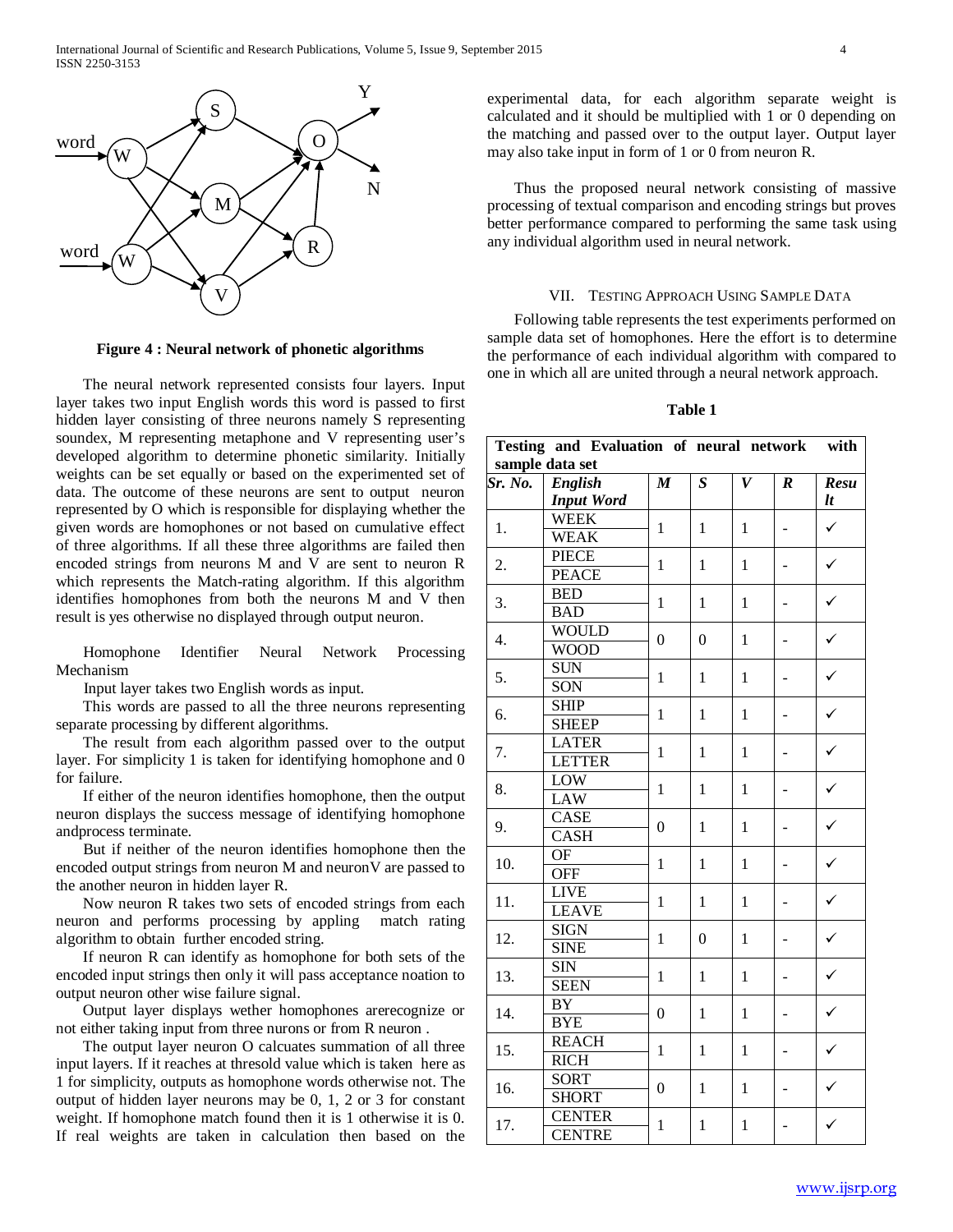**Figure 4 : Neural network of phonetic algorithms**

The neural network represented consists four layers. Input layer takes two input English words this word is passed to first hidden layer consisting of three neurons namely S representing soundex, M representing metaphone and V representing user's developed algorithm to determine phonetic similarity. Initially weights can be set equally or based on the experimented set of data. The outcome of these neurons are sent to output neuron represented by O which is responsible for displaying whether the given words are homophones or not based on cumulative effect of three algorithms. If all these three algorithms are failed then encoded strings from neurons M and V are sent to neuron R which represents the Match-rating algorithm. If this algorithm identifies homophones from both the neurons M and V then result is yes otherwise no displayed through output neuron.

Homophone Identifier Neural Network Processing Mechanism

Input layer takes two English words as input.

This words are passed to all the three neurons representing separate processing by different algorithms.

The result from each algorithm passed over to the output layer. For simplicity 1 is taken for identifying homophone and 0 for failure.

If either of the neuron identifies homophone, then the output neuron displays the success message of identifying homophone andprocess terminate.

But if neither of the neuron identifies homophone then the encoded output strings from neuron M and neuronV are passed to the another neuron in hidden layer R.

Now neuron R takes two sets of encoded strings from each neuron and performs processing by appling match rating algorithm to obtain further encoded string.

If neuron R can identify as homophone for both sets of the encoded input strings then only it will pass acceptance noation to output neuron other wise failure signal.

Output layer displays wether homophones arerecognize or not either taking input from three nurons or from R neuron .

The output layer neuron O calcuates summation of all three input layers. If it reaches at thresold value which is taken here as 1 for simplicity, outputs as homophone words otherwise not. The output of hidden layer neurons may be 0, 1, 2 or 3 for constant weight. If homophone match found then it is 1 otherwise it is 0. If real weights are taken in calculation then based on the experimental data, for each algorithm separate weight is calculated and it should be multiplied with 1 or 0 depending on the matching and passed over to the output layer. Output layer may also take input in form of 1 or 0 from neuron R.

Thus the proposed neural network consisting of massive processing of textual comparison and encoding strings but proves better performance compared to performing the same task using any individual algorithm used in neural network.

## VII. Testing Approach Using Sample Data

Following table represents the test experiments performed on sample data set of homophones. Here the effort is to determine the performance of each individual algorithm with compared to one in which all are united through a neural network approach.

**Table 1**

| Testing and Evaluation of neural network with sample data set | | | | | | |
|---|---|---|---|---|---|---|
| ***Sr. No.*** | ***English Input Word*** | ***M*** | ***S*** | ***V*** | ***R*** | ***Result*** |
| 1. | WEEK / WEAK | 1 | 1 | 1 | - | ✓ |
| 2. | PIECE / PEACE | 1 | 1 | 1 | - | ✓ |
| 3. | BED / BAD | 1 | 1 | 1 | - | ✓ |
| 4. | WOULD / WOOD | 0 | 0 | 1 | - | ✓ |
| 5. | SUN / SON | 1 | 1 | 1 | - | ✓ |
| 6. | SHIP / SHEEP | 1 | 1 | 1 | - | ✓ |
| 7. | LATER / LETTER | 1 | 1 | 1 | - | ✓ |
| 8. | LOW / LAW | 1 | 1 | 1 | - | ✓ |
| 9. | CASE / CASH | 0 | 1 | 1 | - | ✓ |
| 10. | OF / OFF | 1 | 1 | 1 | - | ✓ |
| 11. | LIVE / LEAVE | 1 | 1 | 1 | - | ✓ |
| 12. | SIGN / SINE | 1 | 0 | 1 | - | ✓ |
| 13. | SIN / SEEN | 1 | 1 | 1 | - | ✓ |
| 14. | BY / BYE | 0 | 1 | 1 | - | ✓ |
| 15. | REACH / RICH | 1 | 1 | 1 | - | ✓ |
| 16. | SORT / SHORT | 0 | 1 | 1 | - | ✓ |
| 17. | CENTER / CENTRE | 1 | 1 | 1 | - | ✓ |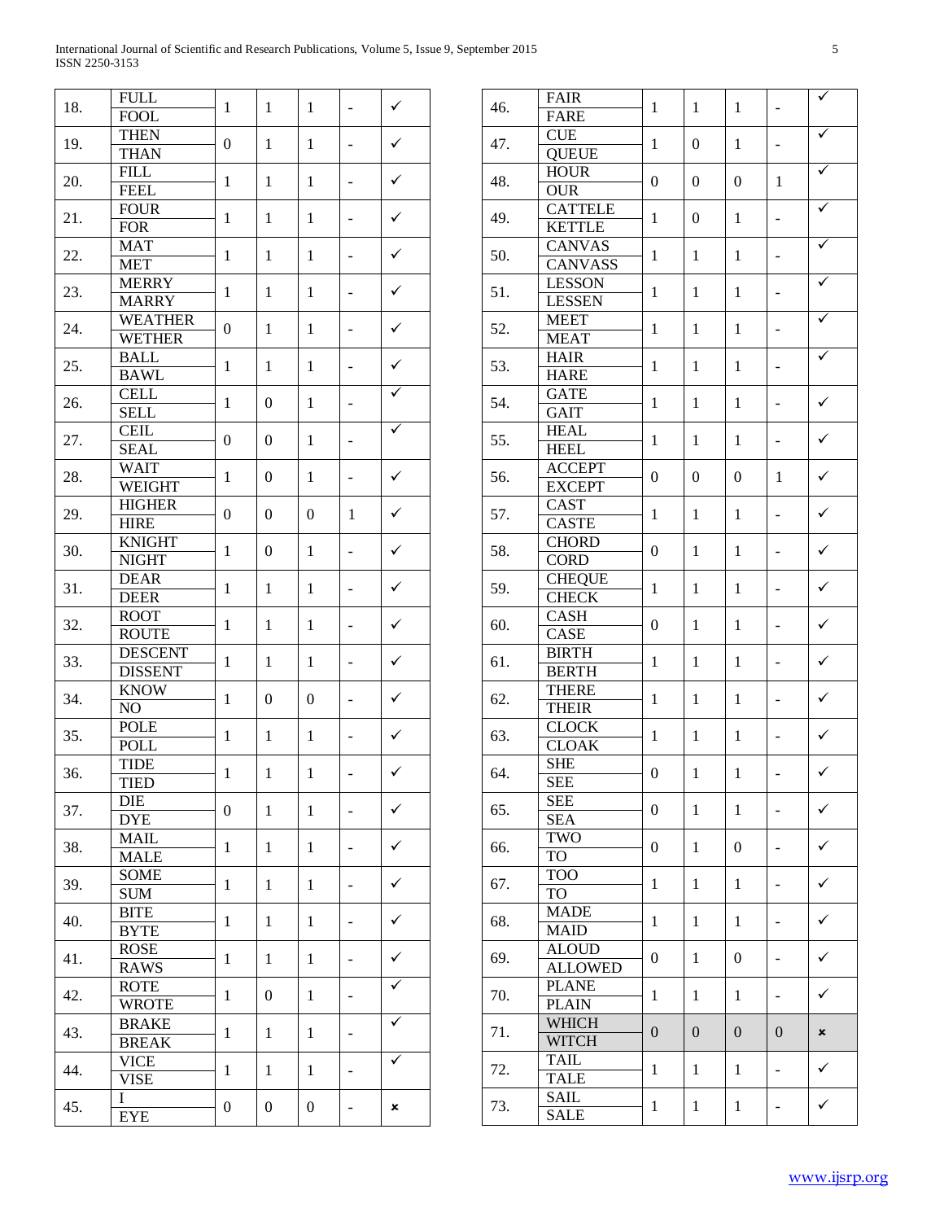| | | | | | | |
|---|---|---|---|---|---|---|
| 18. | FULL<br>FOOL | 1 | 1 | 1 | - | ✓ |
| 19. | THEN<br>THAN | 0 | 1 | 1 | - | ✓ |
| 20. | FILL<br>FEEL | 1 | 1 | 1 | - | ✓ |
| 21. | FOUR<br>FOR | 1 | 1 | 1 | - | ✓ |
| 22. | MAT<br>MET | 1 | 1 | 1 | - | ✓ |
| 23. | MERRY<br>MARRY | 1 | 1 | 1 | - | ✓ |
| 24. | WEATHER<br>WETHER | 0 | 1 | 1 | - | ✓ |
| 25. | BALL<br>BAWL | 1 | 1 | 1 | - | ✓ |
| 26. | CELL<br>SELL | 1 | 0 | 1 | - | ✓ |
| 27. | CEIL<br>SEAL | 0 | 0 | 1 | - | ✓ |
| 28. | WAIT<br>WEIGHT | 1 | 0 | 1 | - | ✓ |
| 29. | HIGHER<br>HIRE | 0 | 0 | 0 | 1 | ✓ |
| 30. | KNIGHT<br>NIGHT | 1 | 0 | 1 | - | ✓ |
| 31. | DEAR<br>DEER | 1 | 1 | 1 | - | ✓ |
| 32. | ROOT<br>ROUTE | 1 | 1 | 1 | - | ✓ |
| 33. | DESCENT<br>DISSENT | 1 | 1 | 1 | - | ✓ |
| 34. | KNOW<br>NO | 1 | 0 | 0 | - | ✓ |
| 35. | POLE<br>POLL | 1 | 1 | 1 | - | ✓ |
| 36. | TIDE<br>TIED | 1 | 1 | 1 | - | ✓ |
| 37. | DIE<br>DYE | 0 | 1 | 1 | - | ✓ |
| 38. | MAIL<br>MALE | 1 | 1 | 1 | - | ✓ |
| 39. | SOME<br>SUM | 1 | 1 | 1 | - | ✓ |
| 40. | BITE<br>BYTE | 1 | 1 | 1 | - | ✓ |
| 41. | ROSE<br>RAWS | 1 | 1 | 1 | - | ✓ |
| 42. | ROTE<br>WROTE | 1 | 0 | 1 | - | ✓ |
| 43. | BRAKE<br>BREAK | 1 | 1 | 1 | - | ✓ |
| 44. | VICE<br>VISE | 1 | 1 | 1 | - | ✓ |
| 45. | I<br>EYE | 0 | 0 | 0 | - | × |
| 46. | FAIR<br>FARE | 1 | 1 | 1 | - | ✓ |
| 47. | CUE<br>QUEUE | 1 | 0 | 1 | - | ✓ |
| 48. | HOUR<br>OUR | 0 | 0 | 0 | 1 | ✓ |
| 49. | CATTELE<br>KETTLE | 1 | 0 | 1 | - | ✓ |
| 50. | CANVAS<br>CANVASS | 1 | 1 | 1 | - | ✓ |
| 51. | LESSON<br>LESSEN | 1 | 1 | 1 | - | ✓ |
| 52. | MEET<br>MEAT | 1 | 1 | 1 | - | ✓ |
| 53. | HAIR<br>HARE | 1 | 1 | 1 | - | ✓ |
| 54. | GATE<br>GAIT | 1 | 1 | 1 | - | ✓ |
| 55. | HEAL<br>HEEL | 1 | 1 | 1 | - | ✓ |
| 56. | ACCEPT<br>EXCEPT | 0 | 0 | 0 | 1 | ✓ |
| 57. | CAST<br>CASTE | 1 | 1 | 1 | - | ✓ |
| 58. | CHORD<br>CORD | 0 | 1 | 1 | - | ✓ |
| 59. | CHEQUE<br>CHECK | 1 | 1 | 1 | - | ✓ |
| 60. | CASH<br>CASE | 0 | 1 | 1 | - | ✓ |
| 61. | BIRTH<br>BERTH | 1 | 1 | 1 | - | ✓ |
| 62. | THERE<br>THEIR | 1 | 1 | 1 | - | ✓ |
| 63. | CLOCK<br>CLOAK | 1 | 1 | 1 | - | ✓ |
| 64. | SHE<br>SEE | 0 | 1 | 1 | - | ✓ |
| 65. | SEE<br>SEA | 0 | 1 | 1 | - | ✓ |
| 66. | TWO<br>TO | 0 | 1 | 0 | - | ✓ |
| 67. | TOO<br>TO | 1 | 1 | 1 | - | ✓ |
| 68. | MADE<br>MAID | 1 | 1 | 1 | - | ✓ |
| 69. | ALOUD<br>ALLOWED | 0 | 1 | 0 | - | ✓ |
| 70. | PLANE<br>PLAIN | 1 | 1 | 1 | - | ✓ |
| 71. | WHICH<br>WITCH | 0 | 0 | 0 | 0 | × |
| 72. | TAIL<br>TALE | 1 | 1 | 1 | - | ✓ |
| 73. | SAIL<br>SALE | 1 | 1 | 1 | - | ✓ |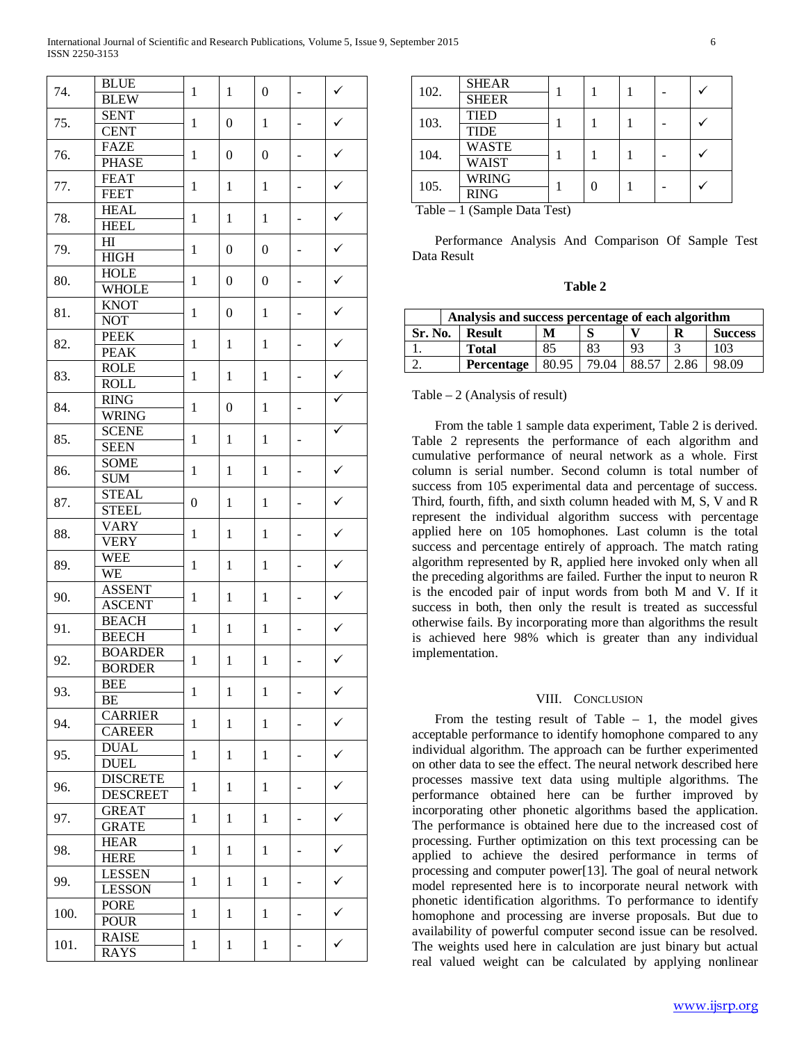| | | | | | | |
|---|---|---|---|---|---|---|
| 74. | BLUE<br>BLEW | 1 | 1 | 0 | - | ✓ |
| 75. | SENT<br>CENT | 1 | 0 | 1 | - | ✓ |
| 76. | FAZE<br>PHASE | 1 | 0 | 0 | - | ✓ |
| 77. | FEAT<br>FEET | 1 | 1 | 1 | - | ✓ |
| 78. | HEAL<br>HEEL | 1 | 1 | 1 | - | ✓ |
| 79. | HI<br>HIGH | 1 | 0 | 0 | - | ✓ |
| 80. | HOLE<br>WHOLE | 1 | 0 | 0 | - | ✓ |
| 81. | KNOT<br>NOT | 1 | 0 | 1 | - | ✓ |
| 82. | PEEK<br>PEAK | 1 | 1 | 1 | - | ✓ |
| 83. | ROLE<br>ROLL | 1 | 1 | 1 | - | ✓ |
| 84. | RING<br>WRING | 1 | 0 | 1 | - | ✓ |
| 85. | SCENE<br>SEEN | 1 | 1 | 1 | - | ✓ |
| 86. | SOME<br>SUM | 1 | 1 | 1 | - | ✓ |
| 87. | STEAL<br>STEEL | 0 | 1 | 1 | - | ✓ |
| 88. | VARY<br>VERY | 1 | 1 | 1 | - | ✓ |
| 89. | WEE<br>WE | 1 | 1 | 1 | - | ✓ |
| 90. | ASSENT<br>ASCENT | 1 | 1 | 1 | - | ✓ |
| 91. | BEACH<br>BEECH | 1 | 1 | 1 | - | ✓ |
| 92. | BOARDER<br>BORDER | 1 | 1 | 1 | - | ✓ |
| 93. | BEE<br>BE | 1 | 1 | 1 | - | ✓ |
| 94. | CARRIER<br>CAREER | 1 | 1 | 1 | - | ✓ |
| 95. | DUAL<br>DUEL | 1 | 1 | 1 | - | ✓ |
| 96. | DISCRETE<br>DESCREET | 1 | 1 | 1 | - | ✓ |
| 97. | GREAT<br>GRATE | 1 | 1 | 1 | - | ✓ |
| 98. | HEAR<br>HERE | 1 | 1 | 1 | - | ✓ |
| 99. | LESSEN<br>LESSON | 1 | 1 | 1 | - | ✓ |
| 100. | PORE<br>POUR | 1 | 1 | 1 | - | ✓ |
| 101. | RAISE<br>RAYS | 1 | 1 | 1 | - | ✓ |
| 102. | SHEAR<br>SHEER | 1 | 1 | 1 | - | ✓ |
| 103. | TIED<br>TIDE | 1 | 1 | 1 | - | ✓ |
| 104. | WASTE<br>WAIST | 1 | 1 | 1 | - | ✓ |
| 105. | WRING<br>RING | 1 | 0 | 1 | - | ✓ |

Table – 1 (Sample Data Test)

Performance Analysis And Comparison Of Sample Test Data Result

**Table 2**

| | Analysis and success percentage of each algorithm | | | | | |
|---|---|---|---|---|---|---|
| **Sr. No.** | **Result** | **M** | **S** | **V** | **R** | **Success** |
| 1. | **Total** | 85 | 83 | 93 | 3 | 103 |
| 2. | **Percentage** | 80.95 | 79.04 | 88.57 | 2.86 | 98.09 |

Table – 2 (Analysis of result)

From the table 1 sample data experiment, Table 2 is derived. Table 2 represents the performance of each algorithm and cumulative performance of neural network as a whole. First column is serial number. Second column is total number of success from 105 experimental data and percentage of success. Third, fourth, fifth, and sixth column headed with M, S, V and R represent the individual algorithm success with percentage applied here on 105 homophones. Last column is the total success and percentage entirely of approach. The match rating algorithm represented by R, applied here invoked only when all the preceding algorithms are failed. Further the input to neuron R is the encoded pair of input words from both M and V. If it success in both, then only the result is treated as successful otherwise fails. By incorporating more than algorithms the result is achieved here 98% which is greater than any individual implementation.

## VIII. Conclusion

From the testing result of Table – 1, the model gives acceptable performance to identify homophone compared to any individual algorithm. The approach can be further experimented on other data to see the effect. The neural network described here processes massive text data using multiple algorithms. The performance obtained here can be further improved by incorporating other phonetic algorithms based the application. The performance is obtained here due to the increased cost of processing. Further optimization on this text processing can be applied to achieve the desired performance in terms of processing and computer power[13]. The goal of neural network model represented here is to incorporate neural network with phonetic identification algorithms. To performance to identify homophone and processing are inverse proposals. But due to availability of powerful computer second issue can be resolved. The weights used here in calculation are just binary but actual real valued weight can be calculated by applying nonlinear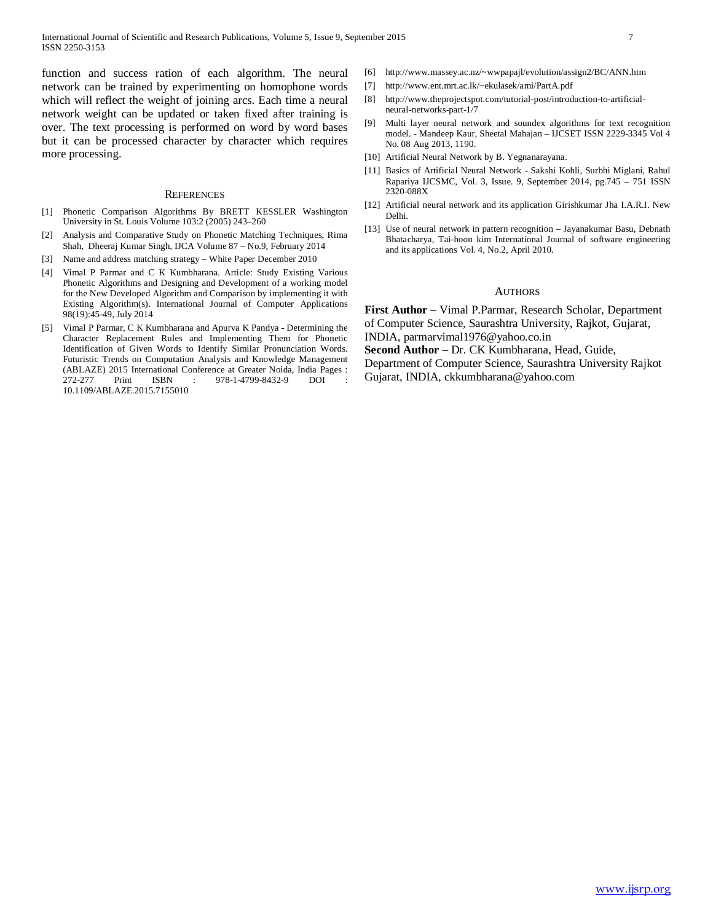function and success ration of each algorithm. The neural network can be trained by experimenting on homophone words which will reflect the weight of joining arcs. Each time a neural network weight can be updated or taken fixed after training is over. The text processing is performed on word by word bases but it can be processed character by character which requires more processing.

## REFERENCES

[1] Phonetic Comparison Algorithms By BRETT KESSLER Washington University in St. Louis Volume 103:2 (2005) 243–260

[2] Analysis and Comparative Study on Phonetic Matching Techniques, Rima Shah, Dheeraj Kumar Singh, IJCA Volume 87 – No.9, February 2014

[3] Name and address matching strategy – White Paper December 2010

[4] Vimal P Parmar and C K Kumbharana. Article: Study Existing Various Phonetic Algorithms and Designing and Development of a working model for the New Developed Algorithm and Comparison by implementing it with Existing Algorithm(s). International Journal of Computer Applications 98(19):45-49, July 2014

[5] Vimal P Parmar, C K Kumbharana and Apurva K Pandya - Determining the Character Replacement Rules and Implementing Them for Phonetic Identification of Given Words to Identify Similar Pronunciation Words. Futuristic Trends on Computation Analysis and Knowledge Management (ABLAZE) 2015 International Conference at Greater Noida, India Pages : 272-277 Print ISBN : 978-1-4799-8432-9 DOI : 10.1109/ABLAZE.2015.7155010

[6] http://www.massey.ac.nz/~wwpapajl/evolution/assign2/BC/ANN.htm

[7] http://www.ent.mrt.ac.lk/~ekulasek/ami/PartA.pdf

[8] http://www.theprojectspot.com/tutorial-post/introduction-to-artificial-neural-networks-part-1/7

[9] Multi layer neural network and soundex algorithms for text recognition model. - Mandeep Kaur, Sheetal Mahajan – IJCSET ISSN 2229-3345 Vol 4 No. 08 Aug 2013, 1190.

[10] Artificial Neural Network by B. Yegnanarayana.

[11] Basics of Artificial Neural Network - Sakshi Kohli, Surbhi Miglani, Rahul Rapariya IJCSMC, Vol. 3, Issue. 9, September 2014, pg.745 – 751 ISSN 2320-088X

[12] Artificial neural network and its application Girishkumar Jha I.A.R.I. New Delhi.

[13] Use of neural network in pattern recognition – Jayanakumar Basu, Debnath Bhatacharya, Tai-hoon kim International Journal of software engineering and its applications Vol. 4, No.2, April 2010.

## AUTHORS

**First Author** – Vimal P.Parmar, Research Scholar, Department of Computer Science, Saurashtra University, Rajkot, Gujarat, INDIA, parmarvimal1976@yahoo.co.in

**Second Author** – Dr. CK Kumbharana, Head, Guide, Department of Computer Science, Saurashtra University Rajkot Gujarat, INDIA, ckkumbharana@yahoo.com